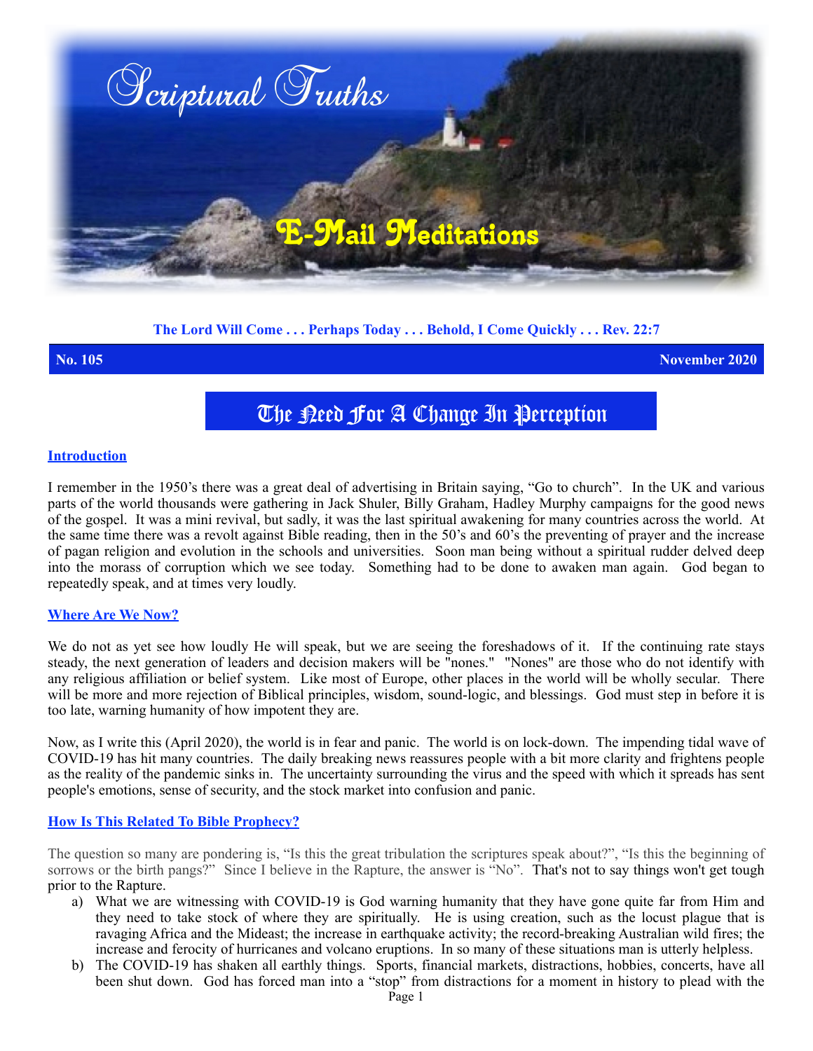# Scriptural Truths

## E-Mail Meditations

**The Lord Will Come . . . Perhaps Today . . . Behold, I Come Quickly . . . Rev. 22:7**

**No. 105** **November 2020**

# The Need For A Change In Perception

### Introduction

I remember in the 1950's there was a great deal of advertising in Britain saying, "Go to church". In the UK and various parts of the world thousands were gathering in Jack Shuler, Billy Graham, Hadley Murphy campaigns for the good news of the gospel. It was a mini revival, but sadly, it was the last spiritual awakening for many countries across the world. At the same time there was a revolt against Bible reading, then in the 50's and 60's the preventing of prayer and the increase of pagan religion and evolution in the schools and universities. Soon man being without a spiritual rudder delved deep into the morass of corruption which we see today. Something had to be done to awaken man again. God began to repeatedly speak, and at times very loudly.

### Where Are We Now?

We do not as yet see how loudly He will speak, but we are seeing the foreshadows of it. If the continuing rate stays steady, the next generation of leaders and decision makers will be "nones." "Nones" are those who do not identify with any religious affiliation or belief system. Like most of Europe, other places in the world will be wholly secular. There will be more and more rejection of Biblical principles, wisdom, sound-logic, and blessings. God must step in before it is too late, warning humanity of how impotent they are.

Now, as I write this (April 2020), the world is in fear and panic. The world is on lock-down. The impending tidal wave of COVID-19 has hit many countries. The daily breaking news reassures people with a bit more clarity and frightens people as the reality of the pandemic sinks in. The uncertainty surrounding the virus and the speed with which it spreads has sent people's emotions, sense of security, and the stock market into confusion and panic.

### How Is This Related To Bible Prophecy?

The question so many are pondering is, "Is this the great tribulation the scriptures speak about?", "Is this the beginning of sorrows or the birth pangs?" Since I believe in the Rapture, the answer is "No". That's not to say things won't get tough prior to the Rapture.

a) What we are witnessing with COVID-19 is God warning humanity that they have gone quite far from Him and they need to take stock of where they are spiritually. He is using creation, such as the locust plague that is ravaging Africa and the Mideast; the increase in earthquake activity; the record-breaking Australian wild fires; the increase and ferocity of hurricanes and volcano eruptions. In so many of these situations man is utterly helpless.

b) The COVID-19 has shaken all earthly things. Sports, financial markets, distractions, hobbies, concerts, have all been shut down. God has forced man into a "stop" from distractions for a moment in history to plead with the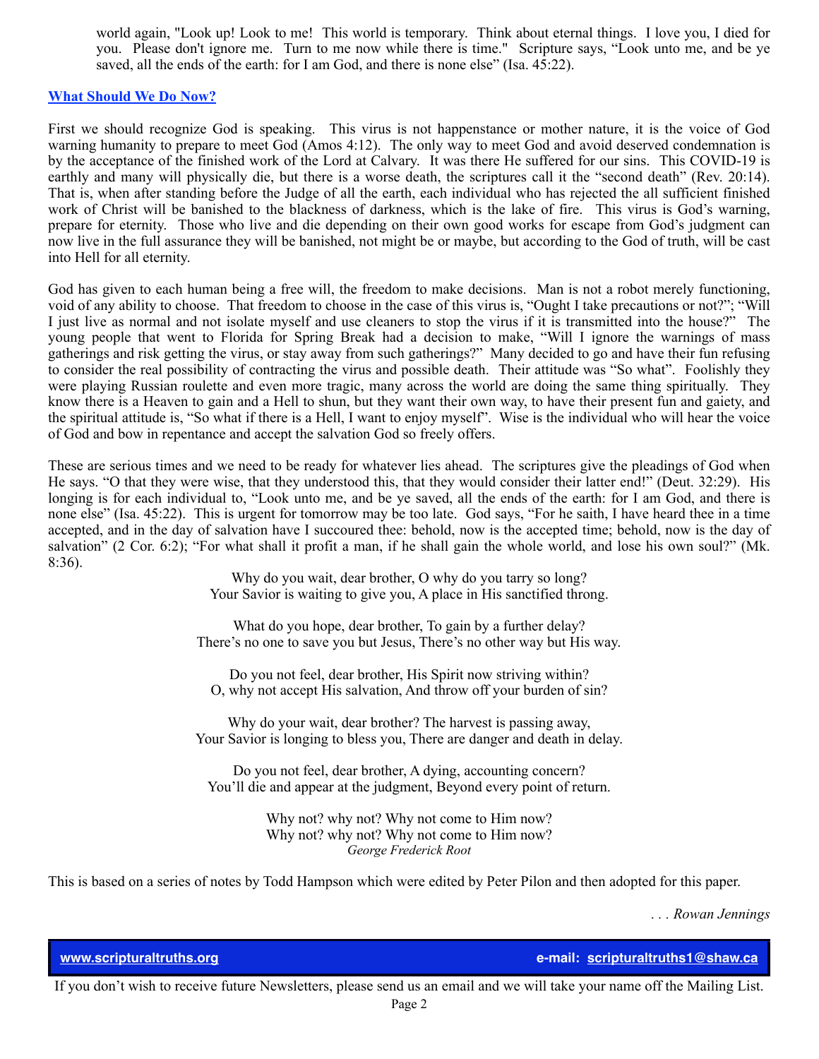world again, "Look up! Look to me! This world is temporary. Think about eternal things. I love you, I died for you. Please don't ignore me. Turn to me now while there is time." Scripture says, "Look unto me, and be ye saved, all the ends of the earth: for I am God, and there is none else" (Isa. 45:22).

## What Should We Do Now?

First we should recognize God is speaking. This virus is not happenstance or mother nature, it is the voice of God warning humanity to prepare to meet God (Amos 4:12). The only way to meet God and avoid deserved condemnation is by the acceptance of the finished work of the Lord at Calvary. It was there He suffered for our sins. This COVID-19 is earthly and many will physically die, but there is a worse death, the scriptures call it the "second death" (Rev. 20:14). That is, when after standing before the Judge of all the earth, each individual who has rejected the all sufficient finished work of Christ will be banished to the blackness of darkness, which is the lake of fire. This virus is God's warning, prepare for eternity. Those who live and die depending on their own good works for escape from God's judgment can now live in the full assurance they will be banished, not might be or maybe, but according to the God of truth, will be cast into Hell for all eternity.

God has given to each human being a free will, the freedom to make decisions. Man is not a robot merely functioning, void of any ability to choose. That freedom to choose in the case of this virus is, "Ought I take precautions or not?"; "Will I just live as normal and not isolate myself and use cleaners to stop the virus if it is transmitted into the house?" The young people that went to Florida for Spring Break had a decision to make, "Will I ignore the warnings of mass gatherings and risk getting the virus, or stay away from such gatherings?" Many decided to go and have their fun refusing to consider the real possibility of contracting the virus and possible death. Their attitude was "So what". Foolishly they were playing Russian roulette and even more tragic, many across the world are doing the same thing spiritually. They know there is a Heaven to gain and a Hell to shun, but they want their own way, to have their present fun and gaiety, and the spiritual attitude is, "So what if there is a Hell, I want to enjoy myself". Wise is the individual who will hear the voice of God and bow in repentance and accept the salvation God so freely offers.

These are serious times and we need to be ready for whatever lies ahead. The scriptures give the pleadings of God when He says. "O that they were wise, that they understood this, that they would consider their latter end!" (Deut. 32:29). His longing is for each individual to, "Look unto me, and be ye saved, all the ends of the earth: for I am God, and there is none else" (Isa. 45:22). This is urgent for tomorrow may be too late. God says, "For he saith, I have heard thee in a time accepted, and in the day of salvation have I succoured thee: behold, now is the accepted time; behold, now is the day of salvation" (2 Cor. 6:2); "For what shall it profit a man, if he shall gain the whole world, and lose his own soul?" (Mk. 8:36).

Why do you wait, dear brother, O why do you tarry so long?
Your Savior is waiting to give you, A place in His sanctified throng.

What do you hope, dear brother, To gain by a further delay?
There's no one to save you but Jesus, There's no other way but His way.

Do you not feel, dear brother, His Spirit now striving within?
O, why not accept His salvation, And throw off your burden of sin?

Why do your wait, dear brother? The harvest is passing away,
Your Savior is longing to bless you, There are danger and death in delay.

Do you not feel, dear brother, A dying, accounting concern?
You'll die and appear at the judgment, Beyond every point of return.

Why not? why not? Why not come to Him now?
Why not? why not? Why not come to Him now?
*George Frederick Root*

This is based on a series of notes by Todd Hampson which were edited by Peter Pilon and then adopted for this paper.

*. . . Rowan Jennings*

**www.scripturaltruths.org** **e-mail: scripturaltruths1@shaw.ca**

If you don't wish to receive future Newsletters, please send us an email and we will take your name off the Mailing List.